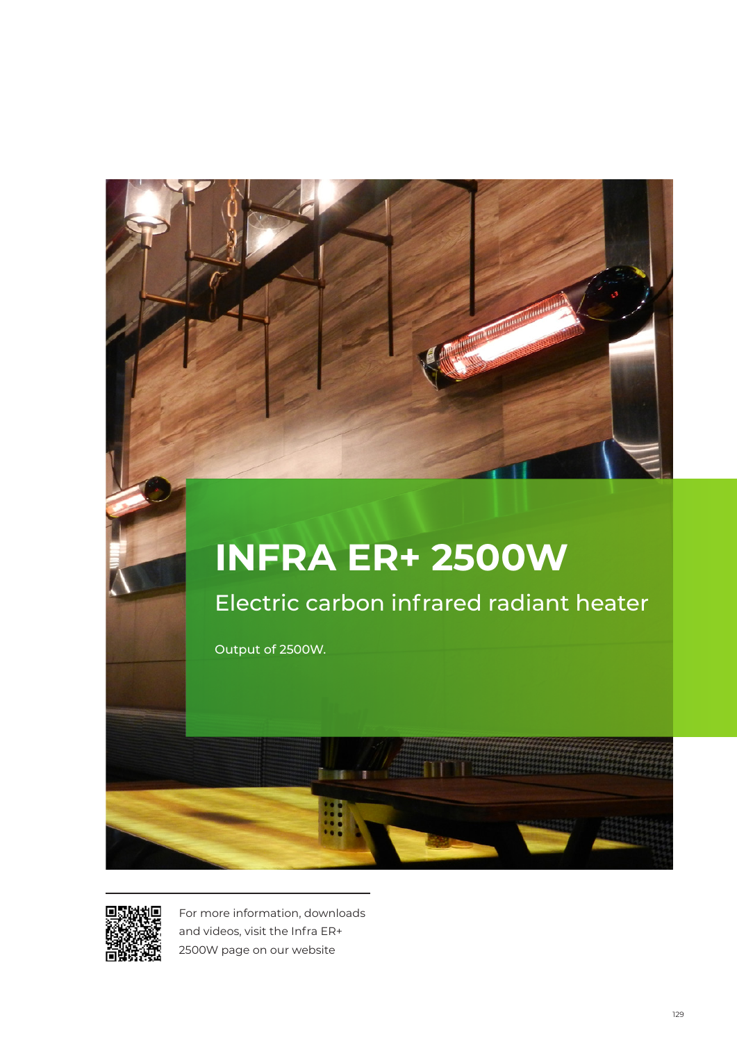# INFRA ER+ 2500W

## Electric carbon infrared radiant heater

Output of 2500W.

For more information, downloads and videos, visit the Infra ER+ 2500W page on our website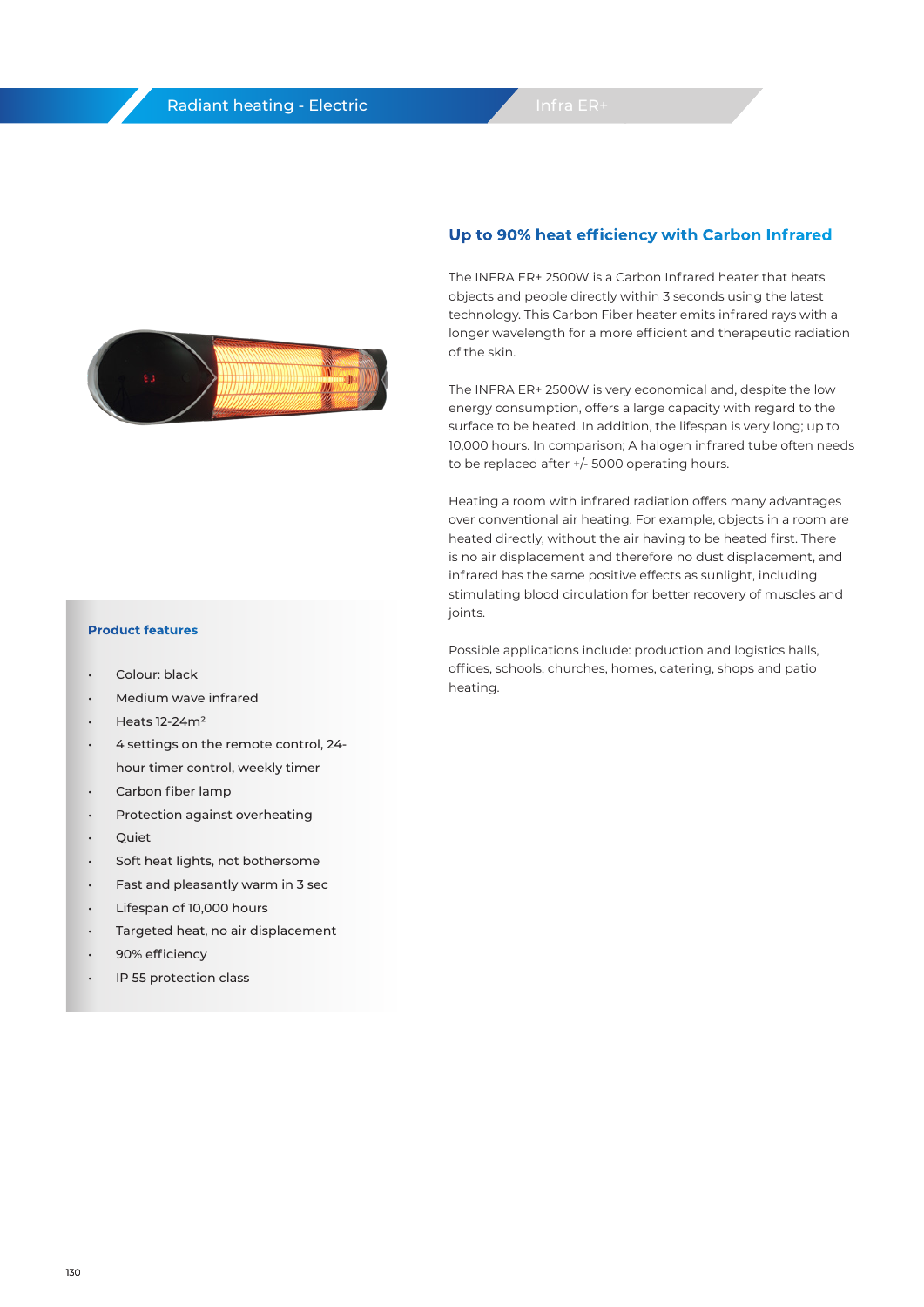Radiant heating - Electric

Infra ER+

## Up to 90% heat efficiency with Carbon Infrared

The INFRA ER+ 2500W is a Carbon Infrared heater that heats objects and people directly within 3 seconds using the latest technology. This Carbon Fiber heater emits infrared rays with a longer wavelength for a more efficient and therapeutic radiation of the skin.

The INFRA ER+ 2500W is very economical and, despite the low energy consumption, offers a large capacity with regard to the surface to be heated. In addition, the lifespan is very long; up to 10,000 hours. In comparison; A halogen infrared tube often needs to be replaced after +/- 5000 operating hours.

Heating a room with infrared radiation offers many advantages over conventional air heating. For example, objects in a room are heated directly, without the air having to be heated first. There is no air displacement and therefore no dust displacement, and infrared has the same positive effects as sunlight, including stimulating blood circulation for better recovery of muscles and joints.

Possible applications include: production and logistics halls, offices, schools, churches, homes, catering, shops and patio heating.

### Product features

- Colour: black
- Medium wave infrared
- Heats 12-24m²
- 4 settings on the remote control, 24-hour timer control, weekly timer
- Carbon fiber lamp
- Protection against overheating
- Quiet
- Soft heat lights, not bothersome
- Fast and pleasantly warm in 3 sec
- Lifespan of 10,000 hours
- Targeted heat, no air displacement
- 90% efficiency
- IP 55 protection class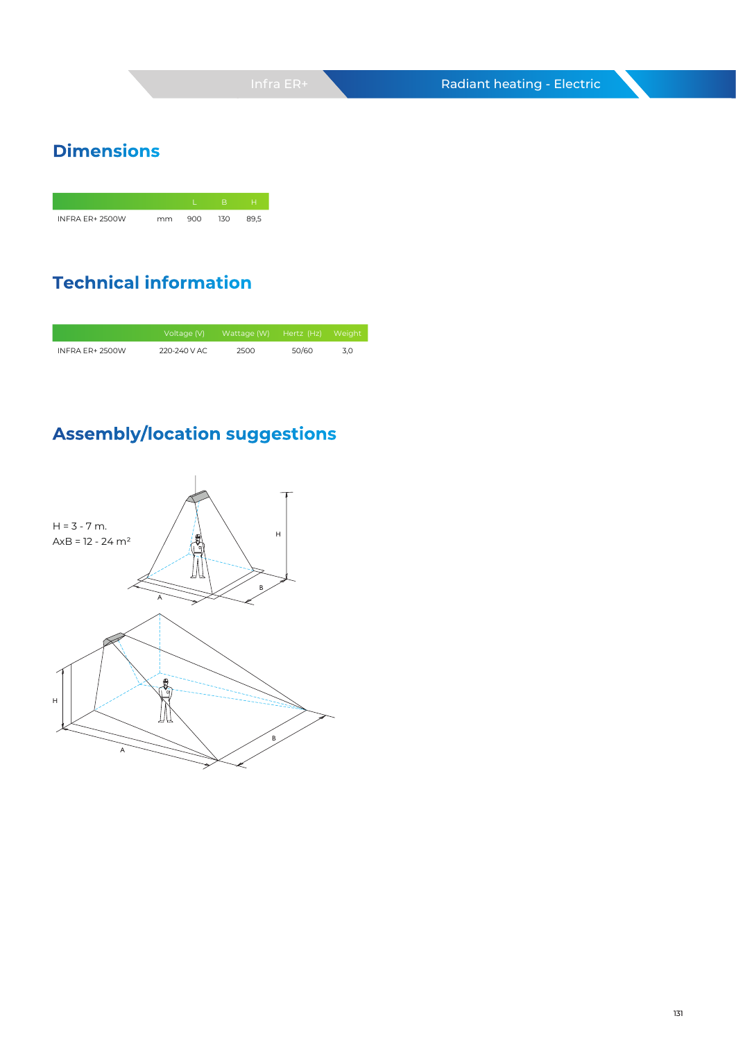## Dimensions

| | | L | B | H |
|---|---|---|---|---|
| INFRA ER+ 2500W | mm | 900 | 130 | 89,5 |

## Technical information

| | Voltage (V) | Wattage (W) | Hertz (Hz) | Weight |
|---|---|---|---|---|
| INFRA ER+ 2500W | 220-240 V AC | 2500 | 50/60 | 3,0 |

## Assembly/location suggestions

H = 3 - 7 m.
AxB = 12 - 24 m²

H

A

B